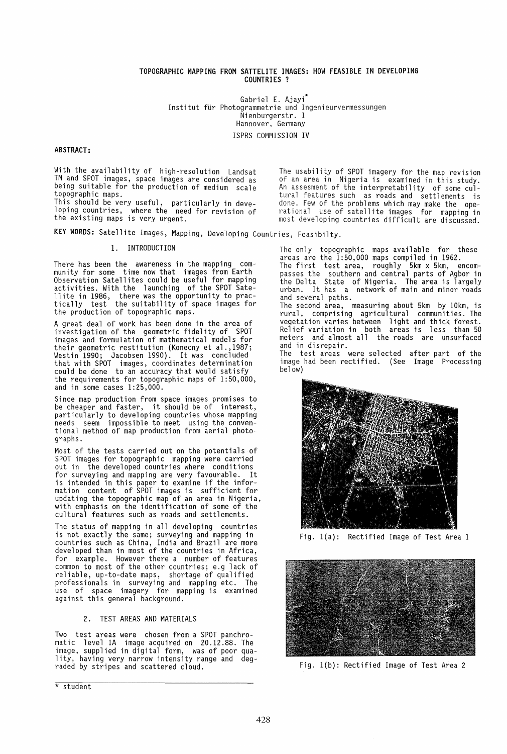# TOPOGRAPHIC MAPPING FROM SATTELITE IMAGES: HOW FEASIBLE IN DEVELOPING COUNTRIES ?

Gabriel E. Ajayi*
Institut für Photogrammetrie und Ingenieurvermessungen
Nienburgerstr. 1
Hannover, Germany

ISPRS COMMISSION IV

**ABSTRACT:**

With the availability of high-resolution Landsat TM and SPOT images, space images are considered as being suitable for the production of medium scale topographic maps.
This should be very useful, particularly in developing countries, where the need for revision of the existing maps is very urgent.

The usability of SPOT imagery for the map revision of an area in Nigeria is examined in this study. An assesment of the interpretability of some cultural features such as roads and settlements is done. Few of the problems which may make the operational use of satellite images for mapping in most developing countries difficult are discussed.

**KEY WORDS:** Satellite Images, Mapping, Developing Countries, Feasibilty.

## 1. INTRODUCTION

There has been the awareness in the mapping community for some time now that images from Earth Observation Satellites could be useful for mapping activities. With the launching of the SPOT Satellite in 1986, there was the opportunity to practically test the suitability of space images for the production of topographic maps.

A great deal of work has been done in the area of investigation of the geometric fidelity of SPOT images and formulation of mathematical models for their geometric restitution (Konecny et al.,1987; Westin 1990; Jacobsen 1990). It was concluded that with SPOT images, coordinates determination could be done to an accuracy that would satisfy the requirements for topographic maps of 1:50,000, and in some cases 1:25,000.

Since map production from space images promises to be cheaper and faster, it should be of interest, particularly to developing countries whose mapping needs seem impossible to meet using the conventional method of map production from aerial photographs.

Most of the tests carried out on the potentials of SPOT images for topographic mapping were carried out in the developed countries where conditions for surveying and mapping are very favourable. It is intended in this paper to examine if the information content of SPOT images is sufficient for updating the topographic map of an area in Nigeria, with emphasis on the identification of some of the cultural features such as roads and settlements.

The status of mapping in all developing countries is not exactly the same; surveying and mapping in countries such as China, India and Brazil are more developed than in most of the countries in Africa, for example. However there a number of features common to most of the other countries; e.g lack of reliable, up-to-date maps, shortage of qualified professionals in surveying and mapping etc. The use of space imagery for mapping is examined against this general background.

## 2. TEST AREAS AND MATERIALS

Two test areas were chosen from a SPOT panchromatic level 1A image acquired on 20.12.88. The image, supplied in digital form, was of poor quality, having very narrow intensity range and degraded by stripes and scattered cloud.

The only topographic maps available for these areas are the 1:50,000 maps compiled in 1962.
The first test area, roughly 5km x 5km, encompasses the southern and central parts of Agbor in the Delta State of Nigeria. The area is largely urban. It has a network of main and minor roads and several paths.
The second area, measuring about 5km by 10km, is rural, comprising agricultural communities. The vegetation varies between light and thick forest. Relief variation in both areas is less than 50 meters and almost all the roads are unsurfaced and in disrepair.
The test areas were selected after part of the image had been rectified. (See Image Processing below)

Fig. 1(a): Rectified Image of Test Area 1

Fig. 1(b): Rectified Image of Test Area 2

* student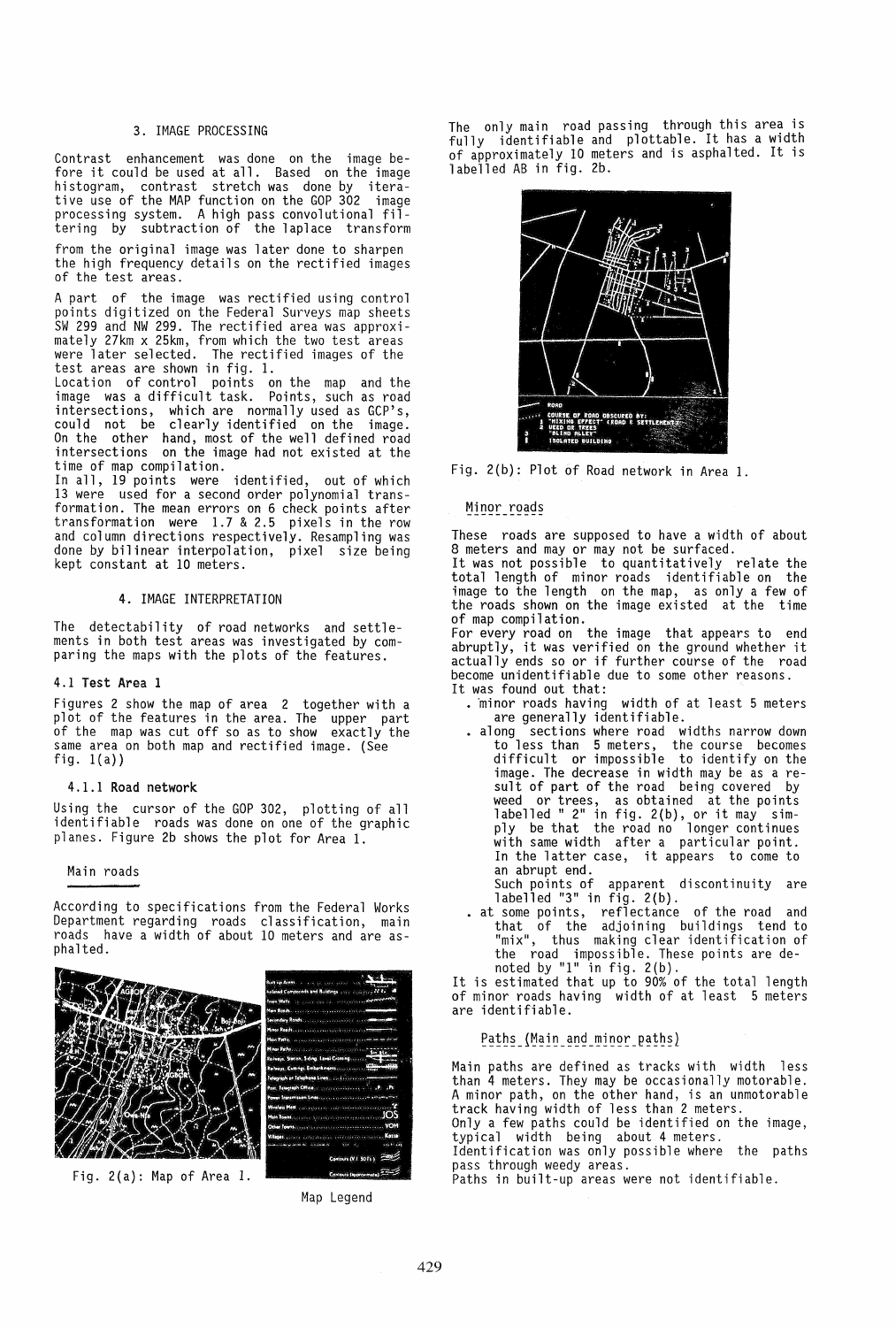## 3. IMAGE PROCESSING

Contrast enhancement was done on the image before it could be used at all. Based on the image histogram, contrast stretch was done by iterative use of the MAP function on the GOP 302 image processing system. A high pass convolutional filtering by subtraction of the laplace transform from the original image was later done to sharpen the high frequency details on the rectified images of the test areas.

A part of the image was rectified using control points digitized on the Federal Surveys map sheets SW 299 and NW 299. The rectified area was approximately 27km x 25km, from which the two test areas were later selected. The rectified images of the test areas are shown in fig. 1.

Location of control points on the map and the image was a difficult task. Points, such as road intersections, which are normally used as GCP's, could not be clearly identified on the image. On the other hand, most of the well defined road intersections on the image had not existed at the time of map compilation.

In all, 19 points were identified, out of which 13 were used for a second order polynomial transformation. The mean errors on 6 check points after transformation were 1.7 & 2.5 pixels in the row and column directions respectively. Resampling was done by bilinear interpolation, pixel size being kept constant at 10 meters.

## 4. IMAGE INTERPRETATION

The detectability of road networks and settlements in both test areas was investigated by comparing the maps with the plots of the features.

### 4.1 Test Area 1

Figures 2 show the map of area 2 together with a plot of the features in the area. The upper part of the map was cut off so as to show exactly the same area on both map and rectified image. (See fig. 1(a))

#### 4.1.1 Road network

Using the cursor of the GOP 302, plotting of all identifiable roads was done on one of the graphic planes. Figure 2b shows the plot for Area 1.

Main roads

According to specifications from the Federal Works Department regarding roads classification, main roads have a width of about 10 meters and are asphalted.

Fig. 2(a): Map of Area 1.

Map Legend

The only main road passing through this area is fully identifiable and plottable. It has a width of approximately 10 meters and is asphalted. It is labelled AB in fig. 2b.

Fig. 2(b): Plot of Road network in Area 1.

Minor roads

These roads are supposed to have a width of about 8 meters and may or may not be surfaced.

It was not possible to quantitatively relate the total length of minor roads identifiable on the image to the length on the map, as only a few of the roads shown on the image existed at the time of map compilation.

For every road on the image that appears to end abruptly, it was verified on the ground whether it actually ends so or if further course of the road become unidentifiable due to some other reasons.

It was found out that:

- minor roads having width of at least 5 meters are generally identifiable.
- along sections where road widths narrow down to less than 5 meters, the course becomes difficult or impossible to identify on the image. The decrease in width may be as a result of part of the road being covered by weed or trees, as obtained at the points labelled " 2" in fig. 2(b), or it may simply be that the road no longer continues with same width after a particular point. In the latter case, it appears to come to an abrupt end.
  Such points of apparent discontinuity are labelled "3" in fig. 2(b).
- at some points, reflectance of the road and that of the adjoining buildings tend to "mix", thus making clear identification of the road impossible. These points are denoted by "1" in fig. 2(b).

It is estimated that up to 90% of the total length of minor roads having width of at least 5 meters are identifiable.

Paths (Main and minor paths)

Main paths are defined as tracks with width less than 4 meters. They may be occasionally motorable. A minor path, on the other hand, is an unmotorable track having width of less than 2 meters.

Only a few paths could be identified on the image, typical width being about 4 meters.

Identification was only possible where the paths pass through weedy areas.

Paths in built-up areas were not identifiable.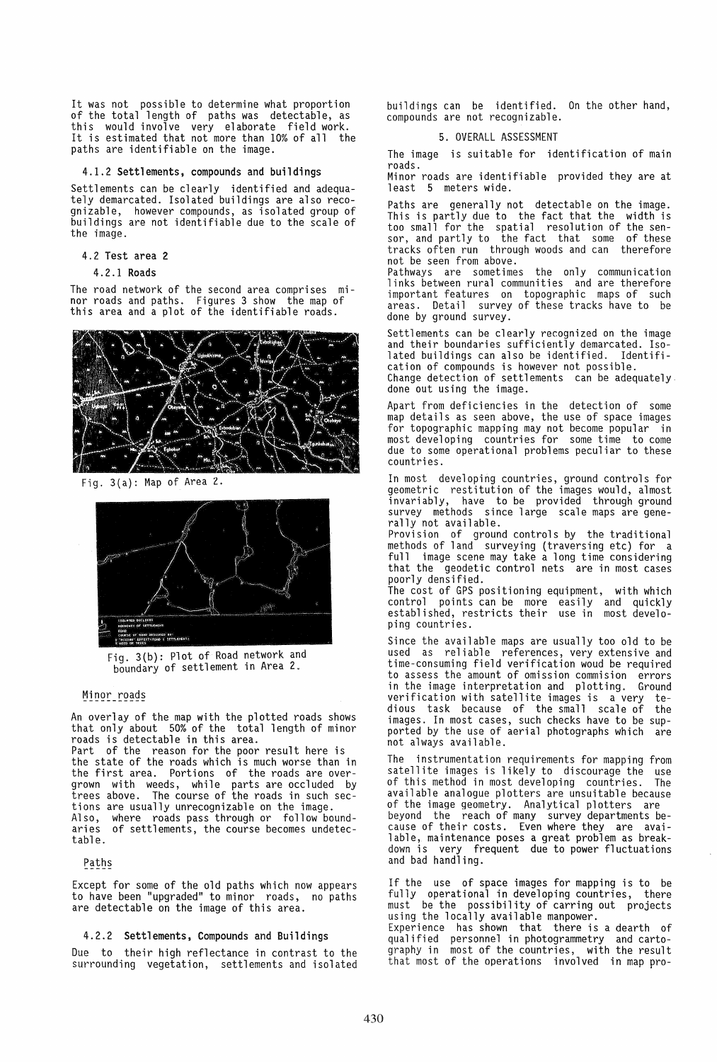It was not possible to determine what proportion of the total length of paths was detectable, as this would involve very elaborate field work. It is estimated that not more than 10% of all the paths are identifiable on the image.

#### 4.1.2 Settlements, compounds and buildings

Settlements can be clearly identified and adequately demarcated. Isolated buildings are also recognizable, however compounds, as isolated group of buildings are not identifiable due to the scale of the image.

### 4.2 Test area 2

#### 4.2.1 Roads

The road network of the second area comprises minor roads and paths. Figures 3 show the map of this area and a plot of the identifiable roads.

Fig. 3(a): Map of Area 2.

Fig. 3(b): Plot of Road network and boundary of settlement in Area 2.

Minor roads

An overlay of the map with the plotted roads shows that only about 50% of the total length of minor roads is detectable in this area.

Part of the reason for the poor result here is the state of the roads which is much worse than in the first area. Portions of the roads are overgrown with weeds, while parts are occluded by trees above. The course of the roads in such sections are usually unrecognizable on the image. Also, where roads pass through or follow boundaries of settlements, the course becomes undetectable.

Paths

Except for some of the old paths which now appears to have been "upgraded" to minor roads, no paths are detectable on the image of this area.

#### 4.2.2 Settlements, Compounds and Buildings

Due to their high reflectance in contrast to the surrounding vegetation, settlements and isolated buildings can be identified. On the other hand, compounds are not recognizable.

## 5. OVERALL ASSESSMENT

The image is suitable for identification of main roads.

Minor roads are identifiable provided they are at least 5 meters wide.

Paths are generally not detectable on the image. This is partly due to the fact that the width is too small for the spatial resolution of the sensor, and partly to the fact that some of these tracks often run through woods and can therefore not be seen from above.

Pathways are sometimes the only communication links between rural communities and are therefore important features on topographic maps of such areas. Detail survey of these tracks have to be done by ground survey.

Settlements can be clearly recognized on the image and their boundaries sufficiently demarcated. Isolated buildings can also be identified. Identification of compounds is however not possible.

Change detection of settlements can be adequately done out using the image.

Apart from deficiencies in the detection of some map details as seen above, the use of space images for topographic mapping may not become popular in most developing countries for some time to come due to some operational problems peculiar to these countries.

In most developing countries, ground controls for geometric restitution of the images would, almost invariably, have to be provided through ground survey methods since large scale maps are generally not available.

Provision of ground controls by the traditional methods of land surveying (traversing etc) for a full image scene may take a long time considering that the geodetic control nets are in most cases poorly densified.

The cost of GPS positioning equipment, with which control points can be more easily and quickly established, restricts their use in most developing countries.

Since the available maps are usually too old to be used as reliable references, very extensive and time-consuming field verification woud be required to assess the amount of omission commision errors in the image interpretation and plotting. Ground verification with satellite images is a very tedious task because of the small scale of the images. In most cases, such checks have to be supported by the use of aerial photographs which are not always available.

The instrumentation requirements for mapping from satellite images is likely to discourage the use of this method in most developing countries. The available analogue plotters are unsuitable because of the image geometry. Analytical plotters are beyond the reach of many survey departments because of their costs. Even where they are available, maintenance poses a great problem as breakdown is very frequent due to power fluctuations and bad handling.

If the use of space images for mapping is to be fully operational in developing countries, there must be the possibility of carring out projects using the locally available manpower.

Experience has shown that there is a dearth of qualified personnel in photogrammetry and cartography in most of the countries, with the result that most of the operations involved in map pro-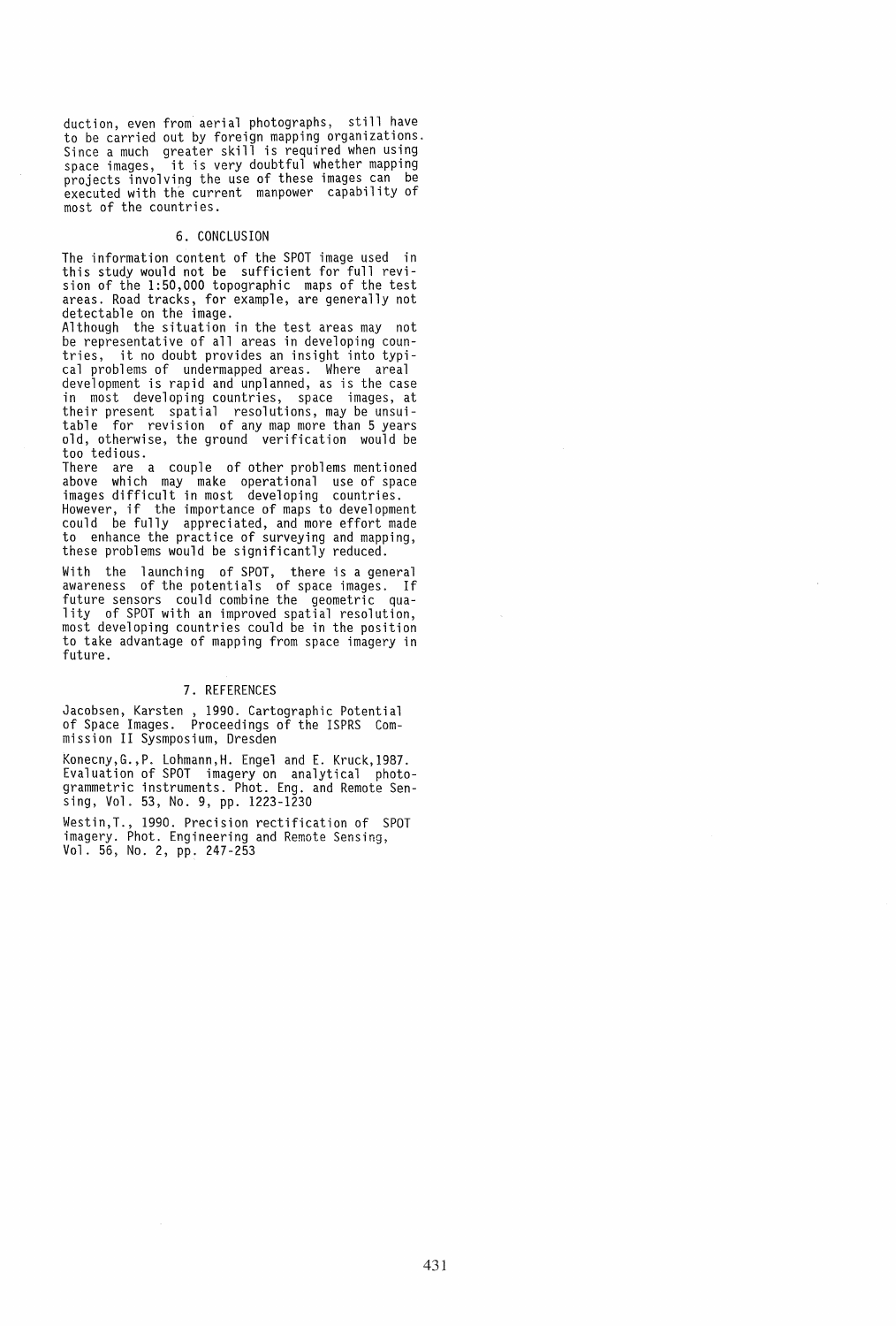duction, even from aerial photographs, still have to be carried out by foreign mapping organizations. Since a much greater skill is required when using space images, it is very doubtful whether mapping projects involving the use of these images can be executed with the current manpower capability of most of the countries.

## 6. CONCLUSION

The information content of the SPOT image used in this study would not be sufficient for full revision of the 1:50,000 topographic maps of the test areas. Road tracks, for example, are generally not detectable on the image.

Although the situation in the test areas may not be representative of all areas in developing countries, it no doubt provides an insight into typical problems of undermapped areas. Where areal development is rapid and unplanned, as is the case in most developing countries, space images, at their present spatial resolutions, may be unsuitable for revision of any map more than 5 years old, otherwise, the ground verification would be too tedious.

There are a couple of other problems mentioned above which may make operational use of space images difficult in most developing countries. However, if the importance of maps to development could be fully appreciated, and more effort made to enhance the practice of surveying and mapping, these problems would be significantly reduced.

With the launching of SPOT, there is a general awareness of the potentials of space images. If future sensors could combine the geometric quality of SPOT with an improved spatial resolution, most developing countries could be in the position to take advantage of mapping from space imagery in future.

## 7. REFERENCES

Jacobsen, Karsten , 1990. Cartographic Potential of Space Images. Proceedings of the ISPRS Commission II Sysmposium, Dresden

Konecny,G.,P. Lohmann,H. Engel and E. Kruck,1987. Evaluation of SPOT imagery on analytical photogrammetric instruments. Phot. Eng. and Remote Sensing, Vol. 53, No. 9, pp. 1223-1230

Westin,T., 1990. Precision rectification of SPOT imagery. Phot. Engineering and Remote Sensing, Vol. 56, No. 2, pp. 247-253